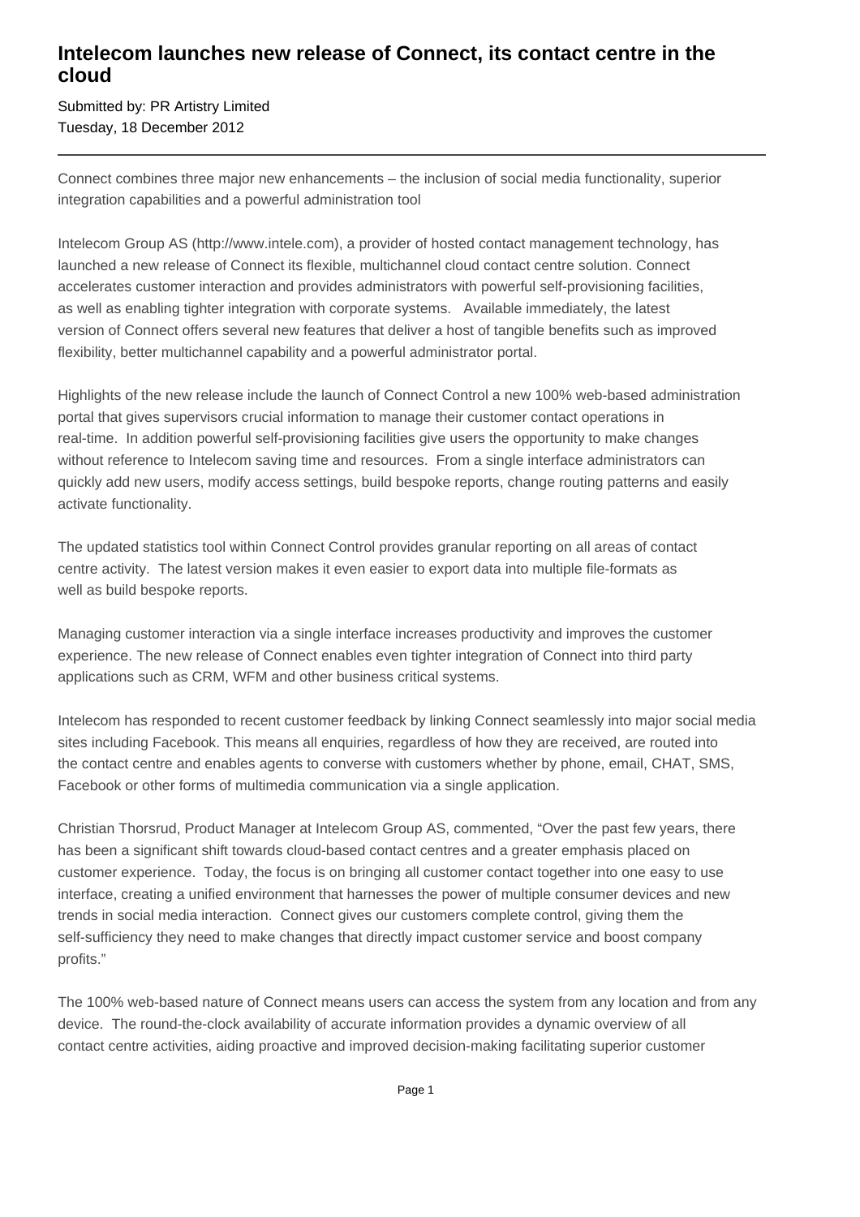# Intelecom launches new release of Connect, its contact centre in the cloud

Submitted by: PR Artistry Limited
Tuesday, 18 December 2012

---

Connect combines three major new enhancements – the inclusion of social media functionality, superior integration capabilities and a powerful administration tool

Intelecom Group AS (http://www.intele.com), a provider of hosted contact management technology, has launched a new release of Connect its flexible, multichannel cloud contact centre solution. Connect accelerates customer interaction and provides administrators with powerful self-provisioning facilities, as well as enabling tighter integration with corporate systems. Available immediately, the latest version of Connect offers several new features that deliver a host of tangible benefits such as improved flexibility, better multichannel capability and a powerful administrator portal.

Highlights of the new release include the launch of Connect Control a new 100% web-based administration portal that gives supervisors crucial information to manage their customer contact operations in real-time. In addition powerful self-provisioning facilities give users the opportunity to make changes without reference to Intelecom saving time and resources. From a single interface administrators can quickly add new users, modify access settings, build bespoke reports, change routing patterns and easily activate functionality.

The updated statistics tool within Connect Control provides granular reporting on all areas of contact centre activity. The latest version makes it even easier to export data into multiple file-formats as well as build bespoke reports.

Managing customer interaction via a single interface increases productivity and improves the customer experience. The new release of Connect enables even tighter integration of Connect into third party applications such as CRM, WFM and other business critical systems.

Intelecom has responded to recent customer feedback by linking Connect seamlessly into major social media sites including Facebook. This means all enquiries, regardless of how they are received, are routed into the contact centre and enables agents to converse with customers whether by phone, email, CHAT, SMS, Facebook or other forms of multimedia communication via a single application.

Christian Thorsrud, Product Manager at Intelecom Group AS, commented, "Over the past few years, there has been a significant shift towards cloud-based contact centres and a greater emphasis placed on customer experience. Today, the focus is on bringing all customer contact together into one easy to use interface, creating a unified environment that harnesses the power of multiple consumer devices and new trends in social media interaction. Connect gives our customers complete control, giving them the self-sufficiency they need to make changes that directly impact customer service and boost company profits."

The 100% web-based nature of Connect means users can access the system from any location and from any device. The round-the-clock availability of accurate information provides a dynamic overview of all contact centre activities, aiding proactive and improved decision-making facilitating superior customer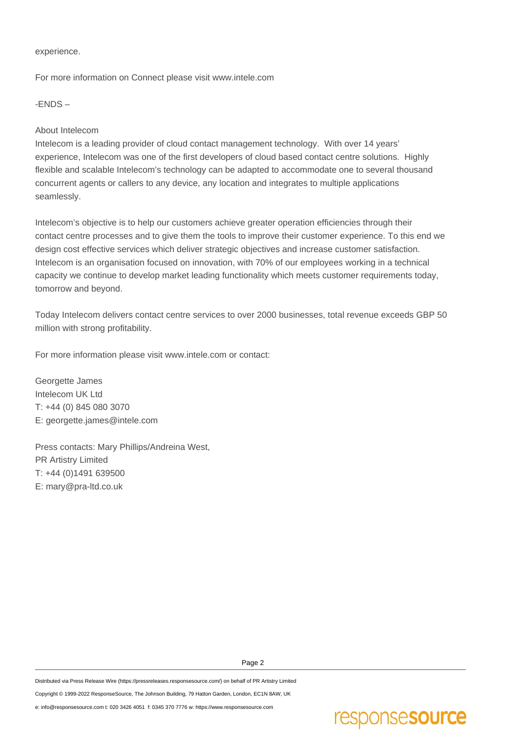experience.

For more information on Connect please visit www.intele.com

-ENDS –

About Intelecom

Intelecom is a leading provider of cloud contact management technology. With over 14 years' experience, Intelecom was one of the first developers of cloud based contact centre solutions. Highly flexible and scalable Intelecom's technology can be adapted to accommodate one to several thousand concurrent agents or callers to any device, any location and integrates to multiple applications seamlessly.

Intelecom's objective is to help our customers achieve greater operation efficiencies through their contact centre processes and to give them the tools to improve their customer experience. To this end we design cost effective services which deliver strategic objectives and increase customer satisfaction. Intelecom is an organisation focused on innovation, with 70% of our employees working in a technical capacity we continue to develop market leading functionality which meets customer requirements today, tomorrow and beyond.

Today Intelecom delivers contact centre services to over 2000 businesses, total revenue exceeds GBP 50 million with strong profitability.

For more information please visit www.intele.com or contact:

Georgette James
Intelecom UK Ltd
T: +44 (0) 845 080 3070
E: georgette.james@intele.com

Press contacts: Mary Phillips/Andreina West,
PR Artistry Limited
T: +44 (0)1491 639500
E: mary@pra-ltd.co.uk

Distributed via Press Release Wire (https://pressreleases.responsesource.com/) on behalf of PR Artistry Limited

Copyright © 1999-2022 ResponseSource, The Johnson Building, 79 Hatton Garden, London, EC1N 8AW, UK

e: info@responsesource.com t: 020 3426 4051 f: 0345 370 7776 w: https://www.responsesource.com